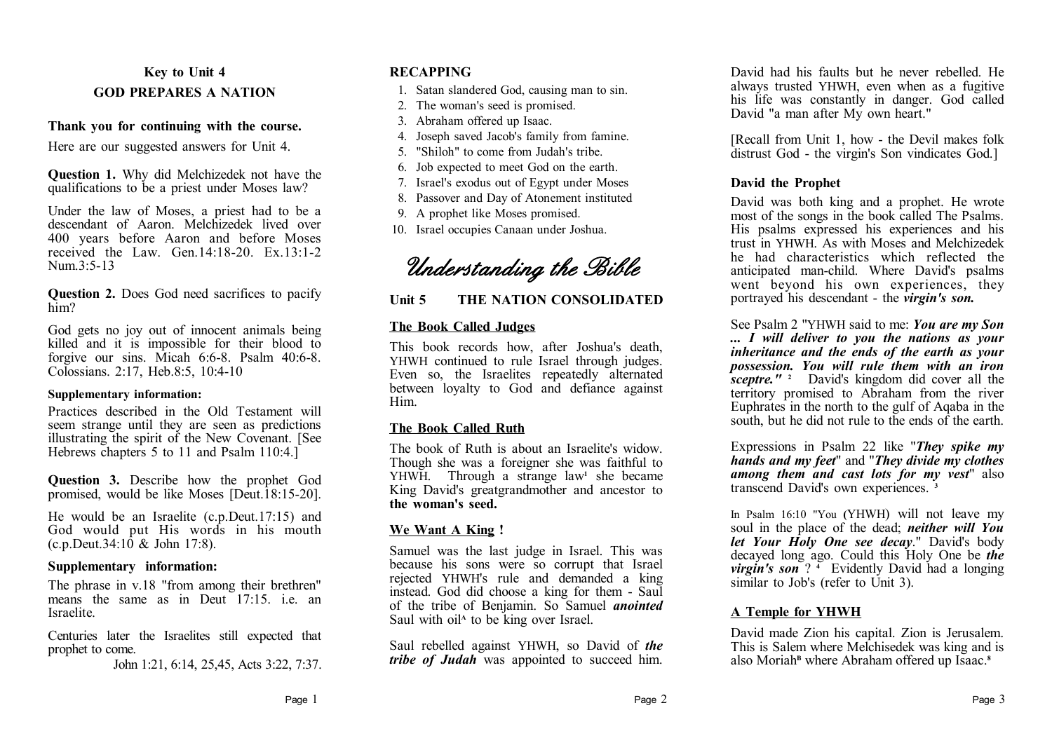## Key to Unit 4

## GOD PREPARES A NATION

**Thank you for continuing with the course.**

Here are our suggested answers for Unit 4.

**Question 1.** Why did Melchizedek not have the qualifications to be a priest under Moses law?

Under the law of Moses, a priest had to be a descendant of Aaron. Melchizedek lived over 400 years before Aaron and before Moses received the Law. Gen.14:18-20. Ex.13:1-2 Num.3:5-13

**Question 2.** Does God need sacrifices to pacify him?

God gets no joy out of innocent animals being killed and it is impossible for their blood to forgive our sins. Micah 6:6-8. Psalm 40:6-8. Colossians. 2:17, Heb.8:5, 10:4-10

**Supplementary information:**

Practices described in the Old Testament will seem strange until they are seen as predictions illustrating the spirit of the New Covenant. [See Hebrews chapters 5 to 11 and Psalm 110:4.]

**Question 3.** Describe how the prophet God promised, would be like Moses [Deut.18:15-20].

He would be an Israelite (c.p.Deut.17:15) and God would put His words in his mouth (c.p.Deut.34:10 & John 17:8).

**Supplementary information:**

The phrase in v.18 "from among their brethren" means the same as in Deut 17:15. i.e. an Israelite.

Centuries later the Israelites still expected that prophet to come.

John 1:21, 6:14, 25,45, Acts 3:22, 7:37.

**RECAPPING**

1. Satan slandered God, causing man to sin.
2. The woman's seed is promised.
3. Abraham offered up Isaac.
4. Joseph saved Jacob's family from famine.
5. "Shiloh" to come from Judah's tribe.
6. Job expected to meet God on the earth.
7. Israel's exodus out of Egypt under Moses
8. Passover and Day of Atonement instituted
9. A prophet like Moses promised.
10. Israel occupies Canaan under Joshua.

# *Understanding the Bible*

## Unit 5 THE NATION CONSOLIDATED

**The Book Called Judges**

This book records how, after Joshua's death, YHWH continued to rule Israel through judges. Even so, the Israelites repeatedly alternated between loyalty to God and defiance against Him.

**The Book Called Ruth**

The book of Ruth is about an Israelite's widow. Though she was a foreigner she was faithful to YHWH. Through a strange law[1] she became King David's greatgrandmother and ancestor to **the woman's seed.**

**We Want A King !**

Samuel was the last judge in Israel. This was because his sons were so corrupt that Israel rejected YHWH's rule and demanded a king instead. God did choose a king for them - Saul of the tribe of Benjamin. So Samuel ***anointed*** Saul with oil[A] to be king over Israel.

Saul rebelled against YHWH, so David of ***the tribe of Judah*** was appointed to succeed him. David had his faults but he never rebelled. He always trusted YHWH, even when as a fugitive his life was constantly in danger. God called David "a man after My own heart."

[Recall from Unit 1, how - the Devil makes folk distrust God - the virgin's Son vindicates God.]

**David the Prophet**

David was both king and a prophet. He wrote most of the songs in the book called The Psalms. His psalms expressed his experiences and his trust in YHWH. As with Moses and Melchizedek he had characteristics which reflected the anticipated man-child. Where David's psalms went beyond his own experiences, they portrayed his descendant - the ***virgin's son.***

See Psalm 2 "YHWH said to me: ***You are my Son ... I will deliver to you the nations as your inheritance and the ends of the earth as your possession. You will rule them with an iron sceptre."*** [2] David's kingdom did cover all the territory promised to Abraham from the river Euphrates in the north to the gulf of Aqaba in the south, but he did not rule to the ends of the earth.

Expressions in Psalm 22 like "***They spike my hands and my feet***" and "***They divide my clothes among them and cast lots for my vest***" also transcend David's own experiences. [3]

In Psalm 16:10 "You (YHWH) will not leave my soul in the place of the dead; ***neither will You let Your Holy One see decay***." David's body decayed long ago. Could this Holy One be ***the virgin's son*** ? [4] Evidently David had a longing similar to Job's (refer to Unit 3).

**A Temple for YHWH**

David made Zion his capital. Zion is Jerusalem. This is Salem where Melchisedek was king and is also Moriah[B] where Abraham offered up Isaac.[8]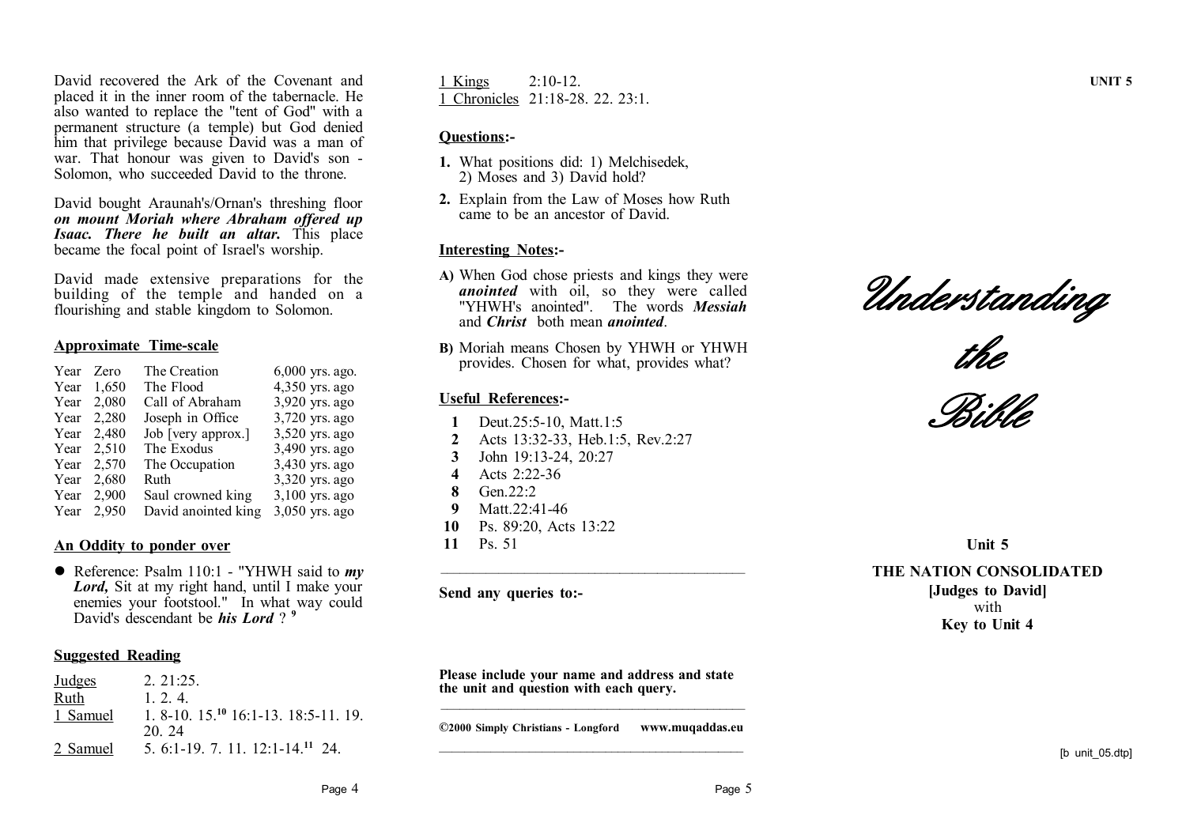David recovered the Ark of the Covenant and placed it in the inner room of the tabernacle. He also wanted to replace the "tent of God" with a permanent structure (a temple) but God denied him that privilege because David was a man of war. That honour was given to David's son - Solomon, who succeeded David to the throne.

David bought Araunah's/Ornan's threshing floor ***on mount Moriah where Abraham offered up Isaac. There he built an altar.*** This place became the focal point of Israel's worship.

David made extensive preparations for the building of the temple and handed on a flourishing and stable kingdom to Solomon.

### Approximate Time-scale

| | | | |
|---|---|---|---|
| Year Zero | | The Creation | 6,000 yrs. ago. |
| Year | 1,650 | The Flood | 4,350 yrs. ago |
| Year | 2,080 | Call of Abraham | 3,920 yrs. ago |
| Year | 2,280 | Joseph in Office | 3,720 yrs. ago |
| Year | 2,480 | Job [very approx.] | 3,520 yrs. ago |
| Year | 2,510 | The Exodus | 3,490 yrs. ago |
| Year | 2,570 | The Occupation | 3,430 yrs. ago |
| Year | 2,680 | Ruth | 3,320 yrs. ago |
| Year | 2,900 | Saul crowned king | 3,100 yrs. ago |
| Year | 2,950 | David anointed king | 3,050 yrs. ago |

### An Oddity to ponder over

- Reference: Psalm 110:1 - "YHWH said to ***my Lord,*** Sit at my right hand, until I make your enemies your footstool." In what way could David's descendant be ***his Lord*** ? [9]

### Suggested Reading

| | |
|---|---|
| Judges | 2. 21:25. |
| Ruth | 1. 2. 4. |
| 1 Samuel | 1. 8-10. 15.[10] 16:1-13. 18:5-11. 19. 20. 24 |
| 2 Samuel | 5. 6:1-19. 7. 11. 12:1-14.[11] 24. |
| 1 Kings | 2:10-12. |
| 1 Chronicles | 21:18-28. 22. 23:1. |

### Questions:-

1. What positions did: 1) Melchisedek, 2) Moses and 3) David hold?
2. Explain from the Law of Moses how Ruth came to be an ancestor of David.

### Interesting Notes:-

**A)** When God chose priests and kings they were ***anointed*** with oil, so they were called "YHWH's anointed". The words ***Messiah*** and ***Christ*** both mean ***anointed***.

**B)** Moriah means Chosen by YHWH or YHWH provides. Chosen for what, provides what?

### Useful References:-

| | |
|---|---|
| 1 | Deut.25:5-10, Matt.1:5 |
| 2 | Acts 13:32-33, Heb.1:5, Rev.2:27 |
| 3 | John 19:13-24, 20:27 |
| 4 | Acts 2:22-36 |
| 8 | Gen.22:2 |
| 9 | Matt.22:41-46 |
| 10 | Ps. 89:20, Acts 13:22 |
| 11 | Ps. 51 |

---

**Send any queries to:-**

**Please include your name and address and state the unit and question with each query.**

---

**©2000 Simply Christians - Longford www.muqaddas.eu**

---

UNIT 5

# Understanding the Bible

**Unit 5**

**THE NATION CONSOLIDATED**

**[Judges to David]**

with

**Key to Unit 4**

[b unit_05.dtp]